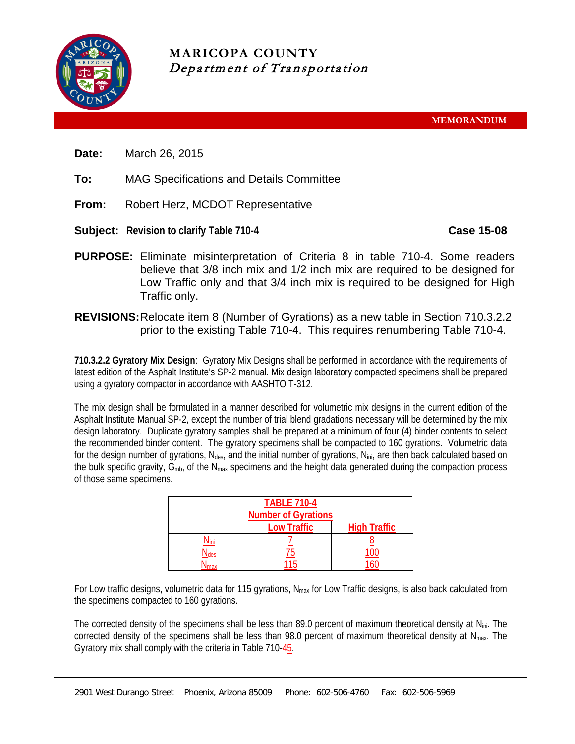# MARICOPA COUNTY
*Department of Transportation*

**MEMORANDUM**

**Date:** March 26, 2015

**To:** MAG Specifications and Details Committee

**From:** Robert Herz, MCDOT Representative

**Subject: Revision to clarify Table 710-4** **Case 15-08**

**PURPOSE:** Eliminate misinterpretation of Criteria 8 in table 710-4. Some readers believe that 3/8 inch mix and 1/2 inch mix are required to be designed for Low Traffic only and that 3/4 inch mix is required to be designed for High Traffic only.

**REVISIONS:** Relocate item 8 (Number of Gyrations) as a new table in Section 710.3.2.2 prior to the existing Table 710-4. This requires renumbering Table 710-4.

**710.3.2.2 Gyratory Mix Design**: Gyratory Mix Designs shall be performed in accordance with the requirements of latest edition of the Asphalt Institute's SP-2 manual. Mix design laboratory compacted specimens shall be prepared using a gyratory compactor in accordance with AASHTO T-312.

The mix design shall be formulated in a manner described for volumetric mix designs in the current edition of the Asphalt Institute Manual SP-2, except the number of trial blend gradations necessary will be determined by the mix design laboratory. Duplicate gyratory samples shall be prepared at a minimum of four (4) binder contents to select the recommended binder content. The gyratory specimens shall be compacted to 160 gyrations. Volumetric data for the design number of gyrations, $N_{des}$, and the initial number of gyrations, $N_{ini}$, are then back calculated based on the bulk specific gravity, $G_{mb}$, of the $N_{max}$ specimens and the height data generated during the compaction process of those same specimens.

| TABLE 710-4 | | |
|---|---|---|
| **Number of Gyrations** | | |
| | **Low Traffic** | **High Traffic** |
| $N_{ini}$ | 7 | 8 |
| $N_{des}$ | 75 | 100 |
| $N_{max}$ | 115 | 160 |

For Low traffic designs, volumetric data for 115 gyrations, $N_{max}$ for Low Traffic designs, is also back calculated from the specimens compacted to 160 gyrations.

The corrected density of the specimens shall be less than 89.0 percent of maximum theoretical density at $N_{ini}$. The corrected density of the specimens shall be less than 98.0 percent of maximum theoretical density at $N_{max}$. The Gyratory mix shall comply with the criteria in Table 710-~~4~~5.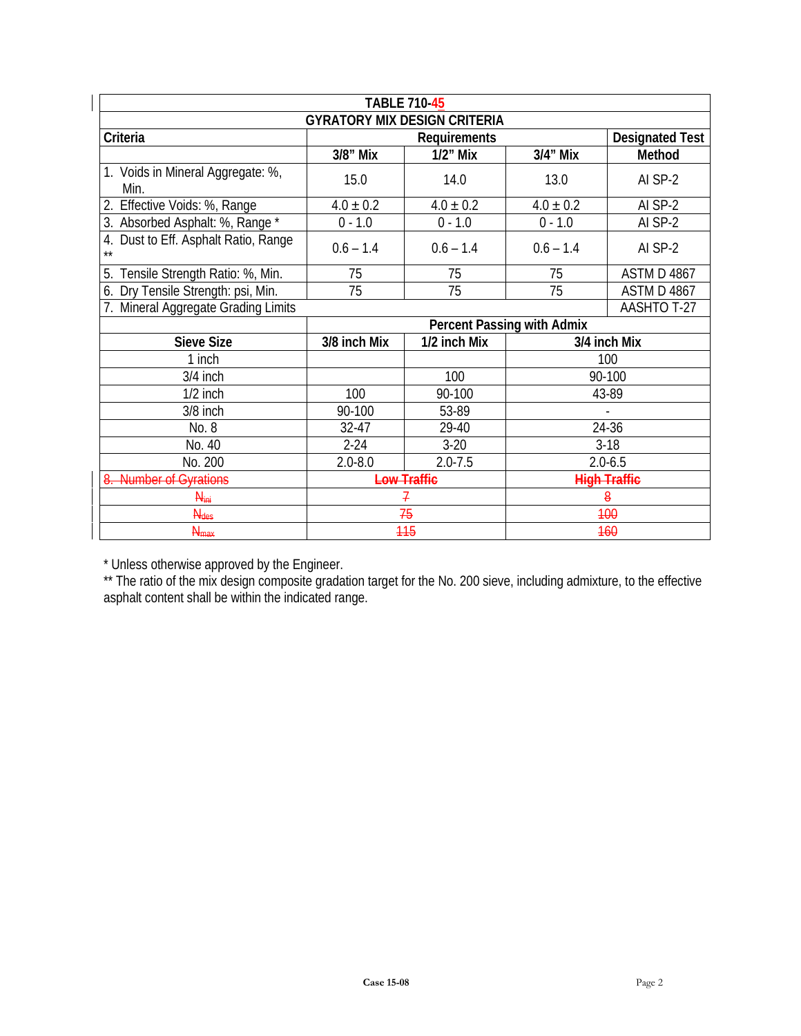| TABLE 710-~~4~~5 | | | | |
|---|---|---|---|---|
| GYRATORY MIX DESIGN CRITERIA | | | | |
| Criteria | Requirements | | | Designated Test Method |
| | 3/8" Mix | 1/2" Mix | 3/4" Mix | |
| 1. Voids in Mineral Aggregate: %, Min. | 15.0 | 14.0 | 13.0 | AI SP-2 |
| 2. Effective Voids: %, Range | 4.0 ± 0.2 | 4.0 ± 0.2 | 4.0 ± 0.2 | AI SP-2 |
| 3. Absorbed Asphalt: %, Range * | 0 - 1.0 | 0 - 1.0 | 0 - 1.0 | AI SP-2 |
| 4. Dust to Eff. Asphalt Ratio, Range ** | 0.6 – 1.4 | 0.6 – 1.4 | 0.6 – 1.4 | AI SP-2 |
| 5. Tensile Strength Ratio: %, Min. | 75 | 75 | 75 | ASTM D 4867 |
| 6. Dry Tensile Strength: psi, Min. | 75 | 75 | 75 | ASTM D 4867 |
| 7. Mineral Aggregate Grading Limits | | | | AASHTO T-27 |
| | Percent Passing with Admix | | | |
| Sieve Size | 3/8 inch Mix | 1/2 inch Mix | 3/4 inch Mix | |
| 1 inch | | | 100 | |
| 3/4 inch | | 100 | 90-100 | |
| 1/2 inch | 100 | 90-100 | 43-89 | |
| 3/8 inch | 90-100 | 53-89 | - | |
| No. 8 | 32-47 | 29-40 | 24-36 | |
| No. 40 | 2-24 | 3-20 | 3-18 | |
| No. 200 | 2.0-8.0 | 2.0-7.5 | 2.0-6.5 | |
| ~~8. Number of Gyrations~~ | ~~Low Traffic~~ | | ~~High Traffic~~ | |
| ~~$N_{ini}$~~ | ~~7~~ | | ~~8~~ | |
| ~~$N_{des}$~~ | ~~75~~ | | ~~100~~ | |
| ~~$N_{max}$~~ | ~~115~~ | | ~~160~~ | |

* Unless otherwise approved by the Engineer.

** The ratio of the mix design composite gradation target for the No. 200 sieve, including admixture, to the effective asphalt content shall be within the indicated range.